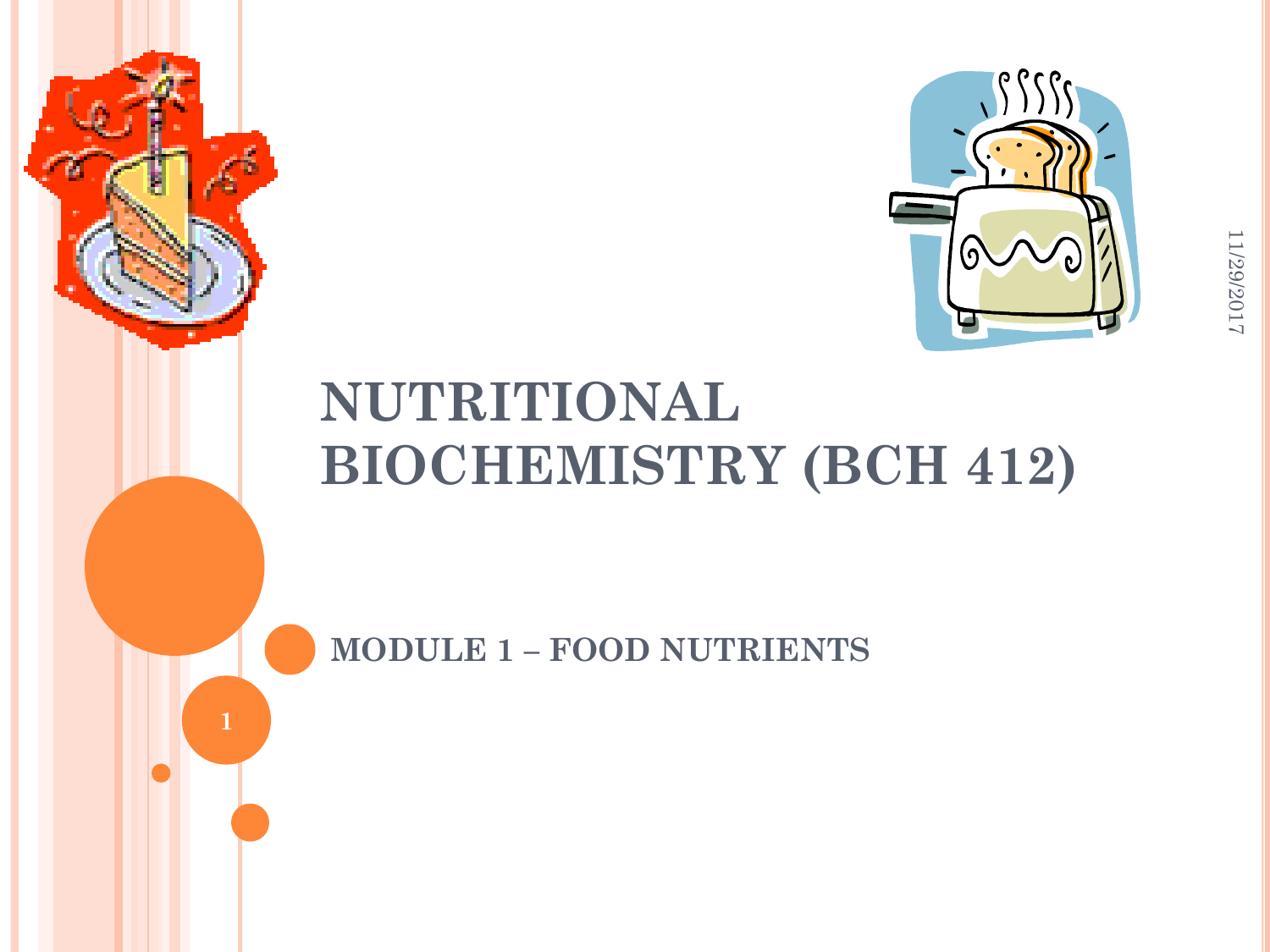# NUTRITIONAL BIOCHEMISTRY (BCH 412)

## MODULE 1 – FOOD NUTRIENTS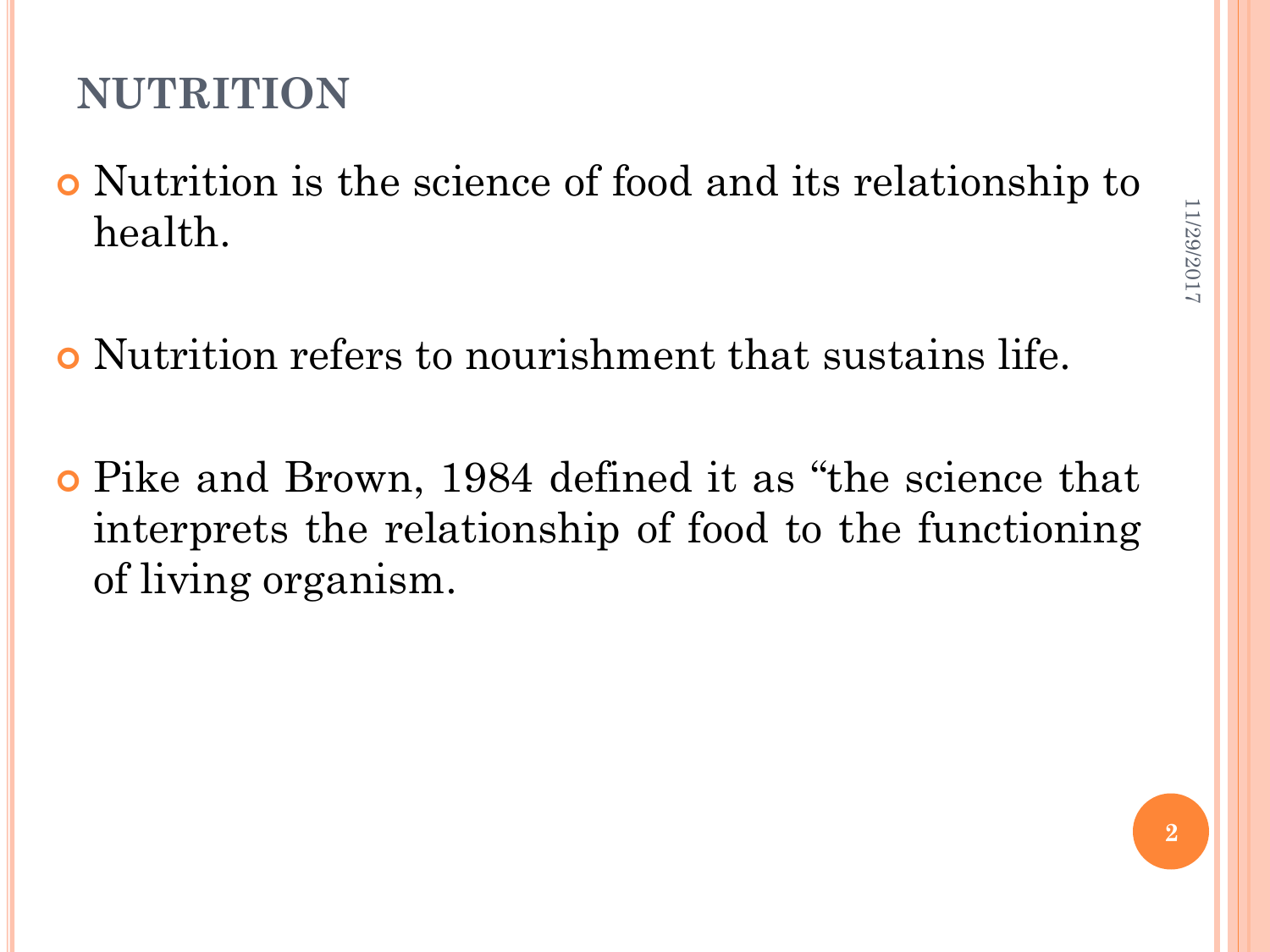# NUTRITION

- Nutrition is the science of food and its relationship to health.
- Nutrition refers to nourishment that sustains life.
- Pike and Brown, 1984 defined it as “the science that interprets the relationship of food to the functioning of living organism.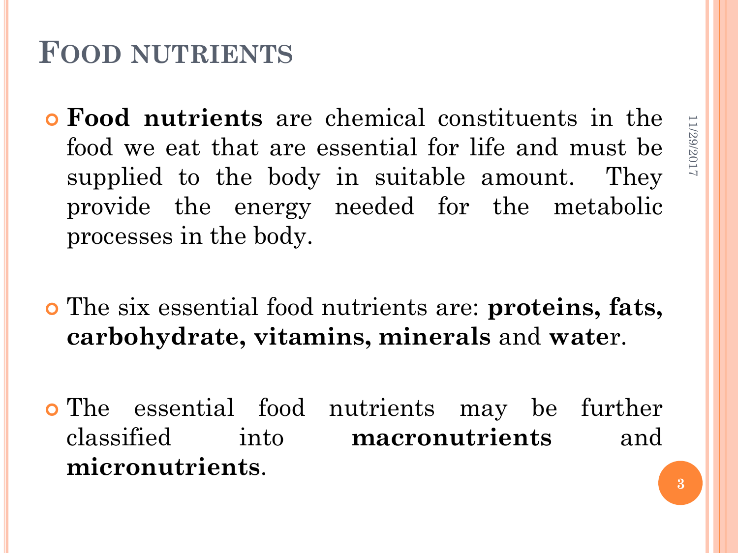# Food nutrients

- **Food nutrients** are chemical constituents in the food we eat that are essential for life and must be supplied to the body in suitable amount. They provide the energy needed for the metabolic processes in the body.

- The six essential food nutrients are: **proteins, fats, carbohydrate, vitamins, minerals** and **water**.

- The essential food nutrients may be further classified into **macronutrients** and **micronutrients**.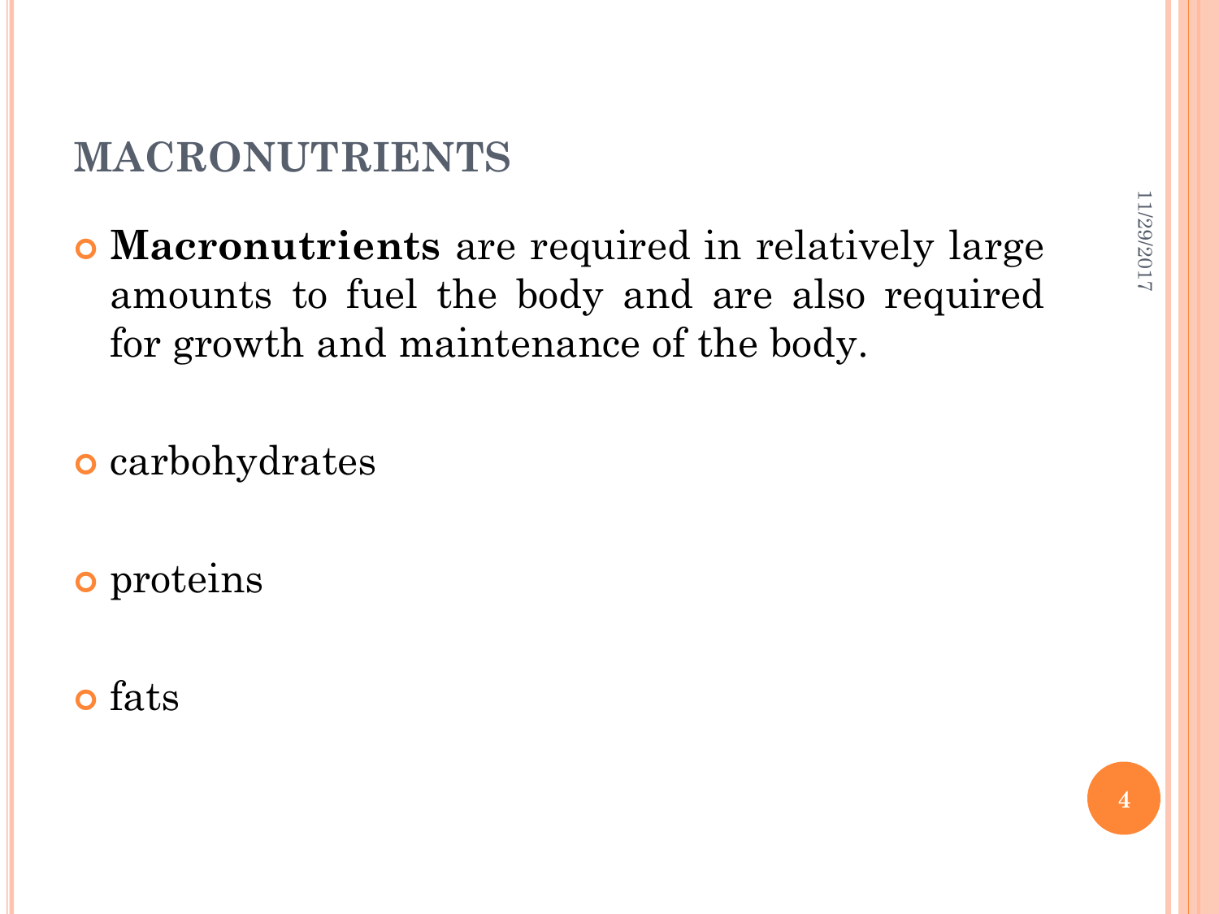## MACRONUTRIENTS

- **Macronutrients** are required in relatively large amounts to fuel the body and are also required for growth and maintenance of the body.
- carbohydrates
- proteins
- fats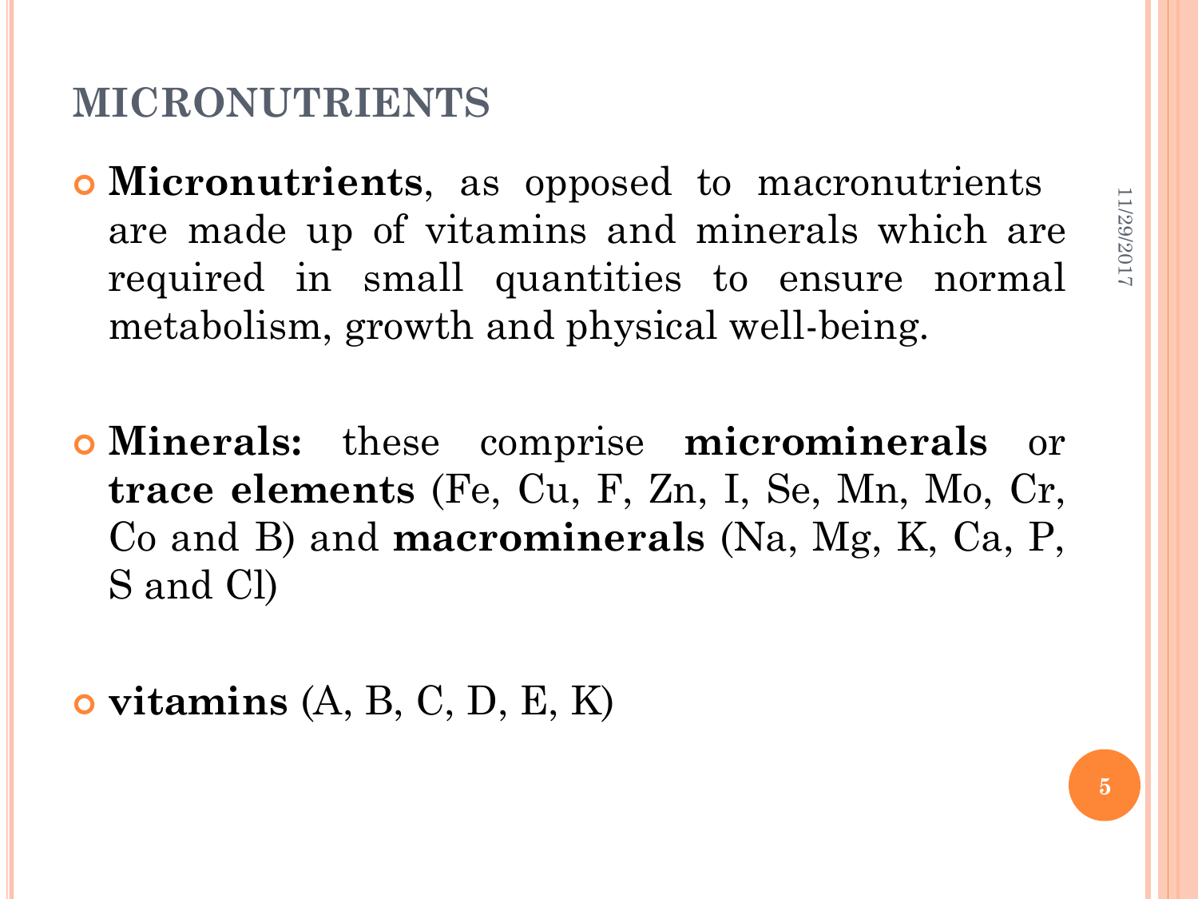# MICRONUTRIENTS

- **Micronutrients**, as opposed to macronutrients are made up of vitamins and minerals which are required in small quantities to ensure normal metabolism, growth and physical well-being.

- **Minerals:** these comprise **microminerals** or **trace elements** (Fe, Cu, F, Zn, I, Se, Mn, Mo, Cr, Co and B) and **macrominerals** (Na, Mg, K, Ca, P, S and Cl)

- **vitamins** (A, B, C, D, E, K)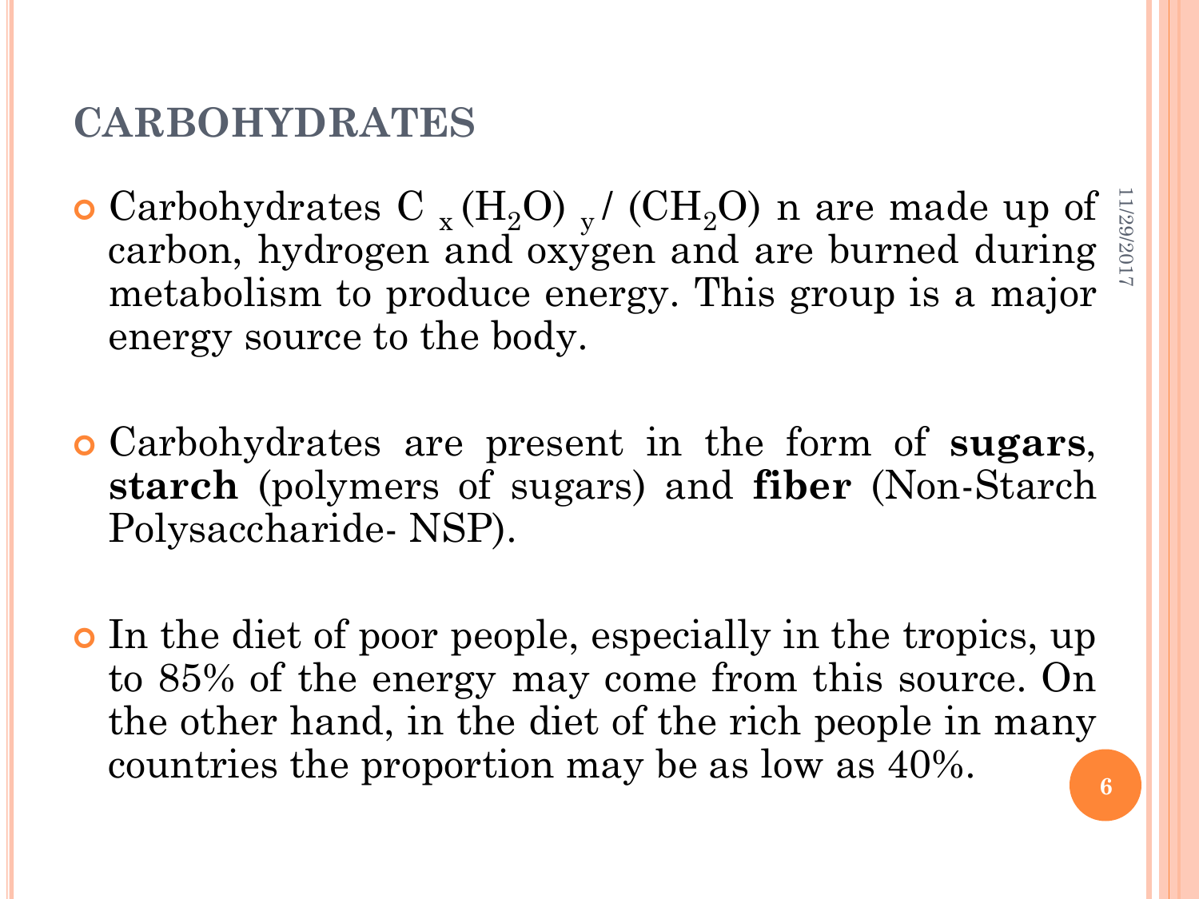# CARBOHYDRATES

- Carbohydrates $C_x(H_2O)_y$ / $(CH_2O)_n$ are made up of carbon, hydrogen and oxygen and are burned during metabolism to produce energy. This group is a major energy source to the body.

- Carbohydrates are present in the form of **sugars**, **starch** (polymers of sugars) and **fiber** (Non-Starch Polysaccharide- NSP).

- In the diet of poor people, especially in the tropics, up to 85% of the energy may come from this source. On the other hand, in the diet of the rich people in many countries the proportion may be as low as 40%.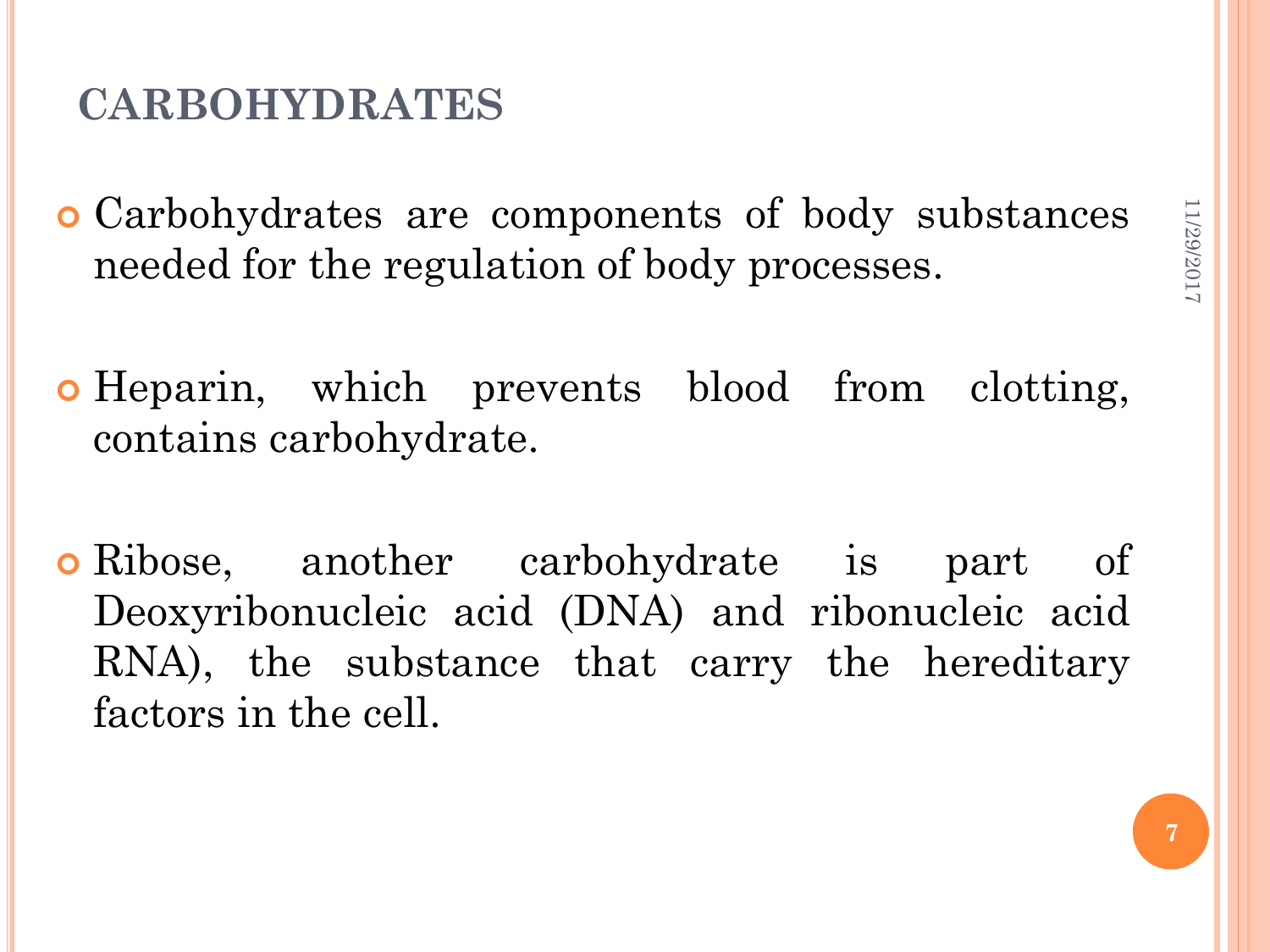## CARBOHYDRATES

- Carbohydrates are components of body substances needed for the regulation of body processes.

- Heparin, which prevents blood from clotting, contains carbohydrate.

- Ribose, another carbohydrate is part of Deoxyribonucleic acid (DNA) and ribonucleic acid RNA), the substance that carry the hereditary factors in the cell.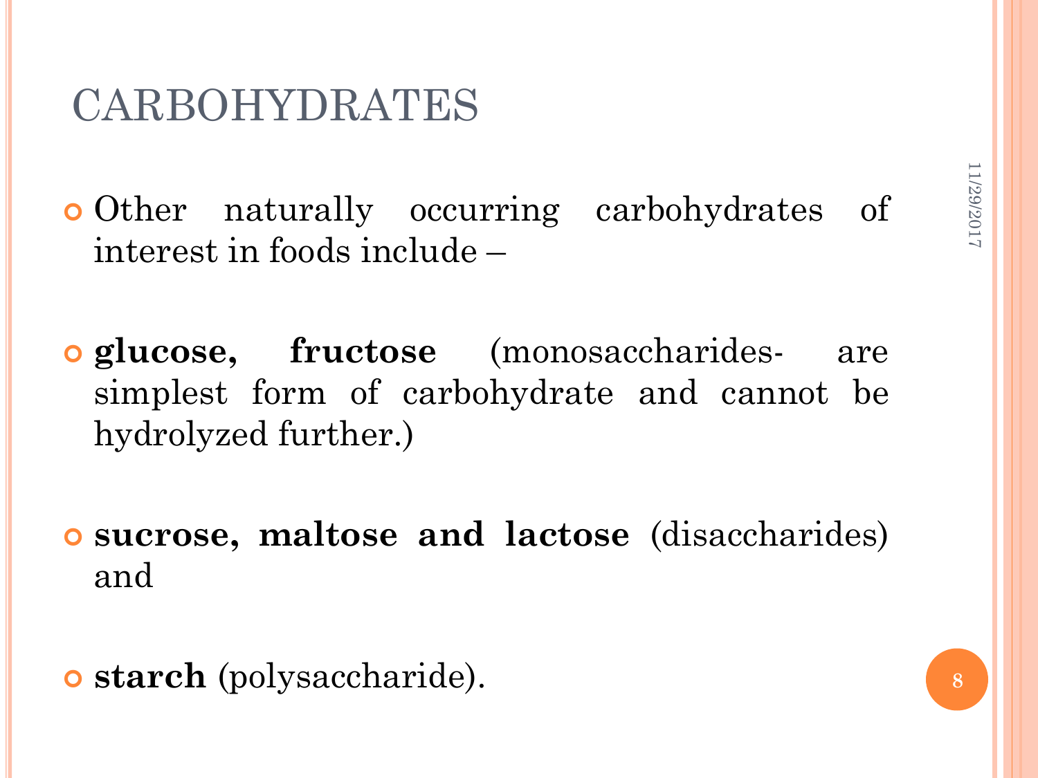# CARBOHYDRATES

- Other naturally occurring carbohydrates of interest in foods include –
- **glucose, fructose** (monosaccharides- are simplest form of carbohydrate and cannot be hydrolyzed further.)
- **sucrose, maltose and lactose** (disaccharides) and
- **starch** (polysaccharide).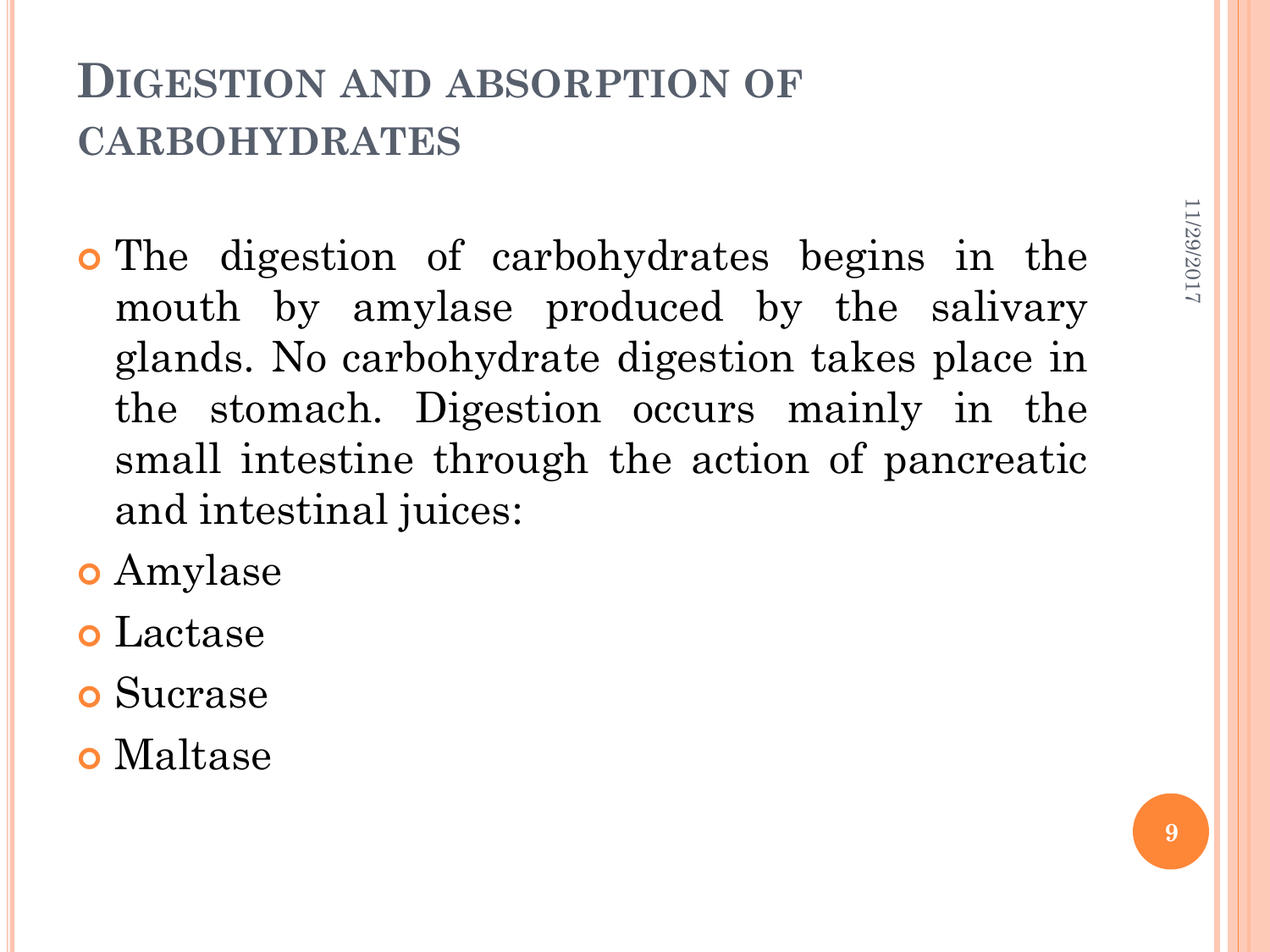# Digestion and absorption of carbohydrates

- The digestion of carbohydrates begins in the mouth by amylase produced by the salivary glands. No carbohydrate digestion takes place in the stomach. Digestion occurs mainly in the small intestine through the action of pancreatic and intestinal juices:
- Amylase
- Lactase
- Sucrase
- Maltase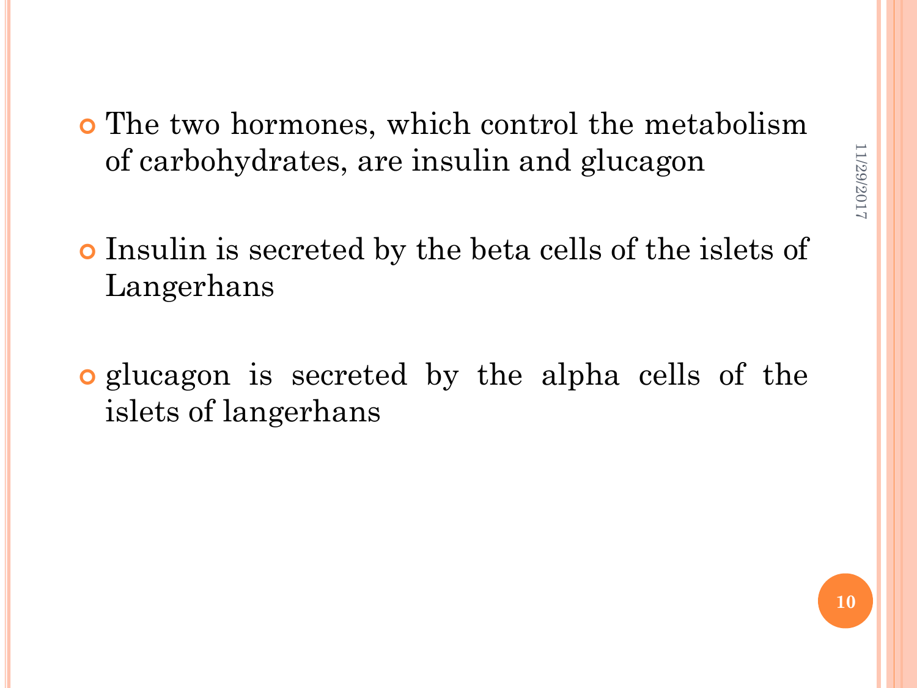- The two hormones, which control the metabolism of carbohydrates, are insulin and glucagon
- Insulin is secreted by the beta cells of the islets of Langerhans
- glucagon is secreted by the alpha cells of the islets of langerhans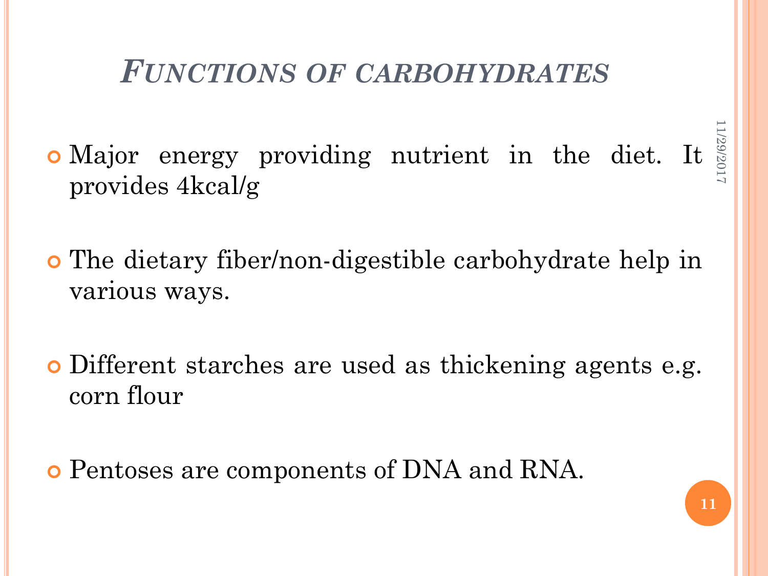# *Functions of carbohydrates*

- Major energy providing nutrient in the diet. It provides 4kcal/g
- The dietary fiber/non-digestible carbohydrate help in various ways.
- Different starches are used as thickening agents e.g. corn flour
- Pentoses are components of DNA and RNA.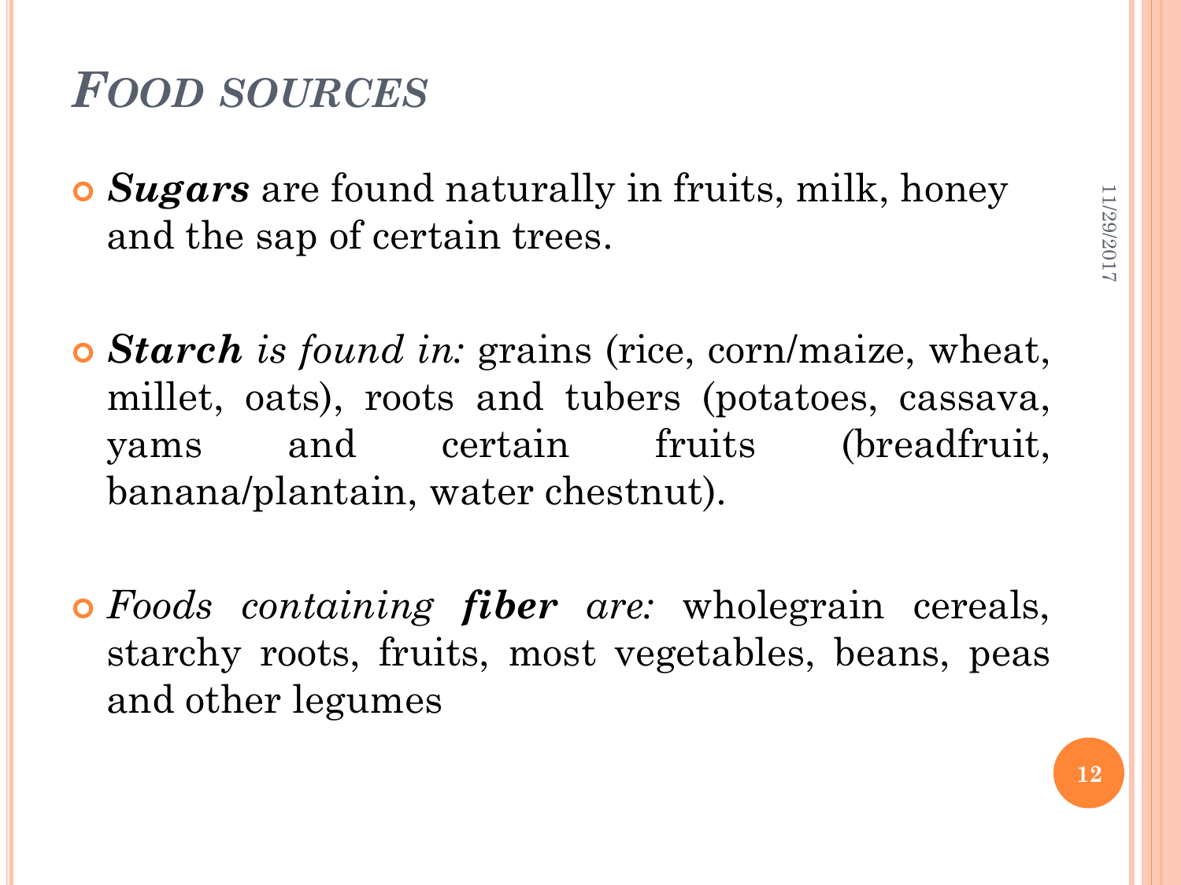# *Food sources*

- ***Sugars*** are found naturally in fruits, milk, honey and the sap of certain trees.

- ***Starch** is found in:* grains (rice, corn/maize, wheat, millet, oats), roots and tubers (potatoes, cassava, yams and certain fruits (breadfruit, banana/plantain, water chestnut).

- *Foods containing **fiber** are:* wholegrain cereals, starchy roots, fruits, most vegetables, beans, peas and other legumes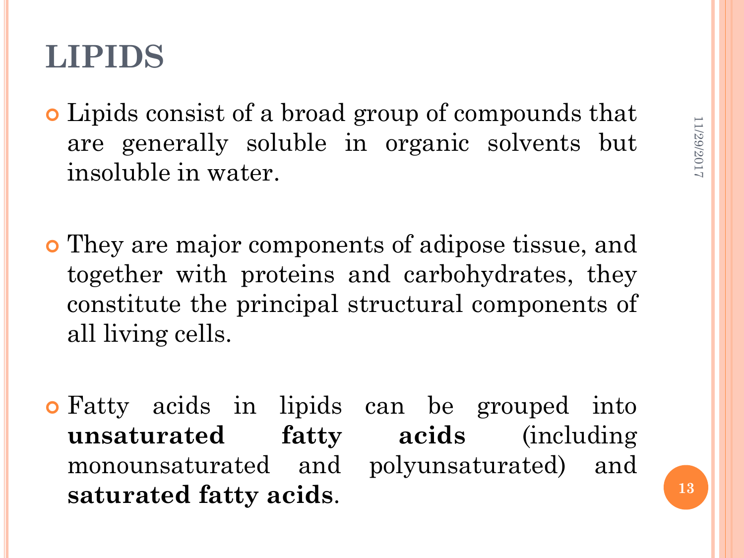# LIPIDS

- Lipids consist of a broad group of compounds that are generally soluble in organic solvents but insoluble in water.

- They are major components of adipose tissue, and together with proteins and carbohydrates, they constitute the principal structural components of all living cells.

- Fatty acids in lipids can be grouped into **unsaturated fatty acids** (including monounsaturated and polyunsaturated) and **saturated fatty acids**.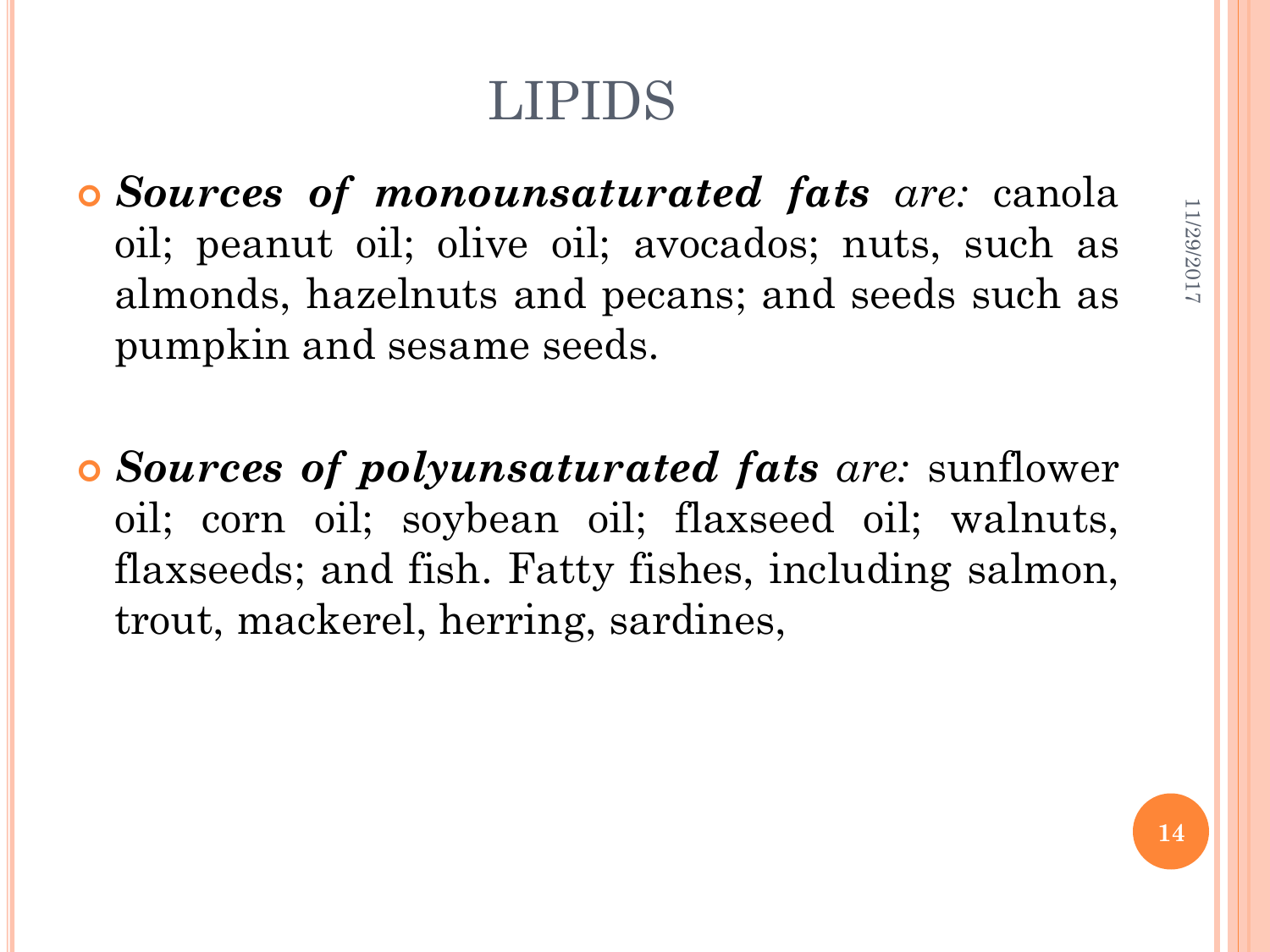# LIPIDS

- ***Sources of monounsaturated fats** are:* canola oil; peanut oil; olive oil; avocados; nuts, such as almonds, hazelnuts and pecans; and seeds such as pumpkin and sesame seeds.

- ***Sources of polyunsaturated fats** are:* sunflower oil; corn oil; soybean oil; flaxseed oil; walnuts, flaxseeds; and fish. Fatty fishes, including salmon, trout, mackerel, herring, sardines,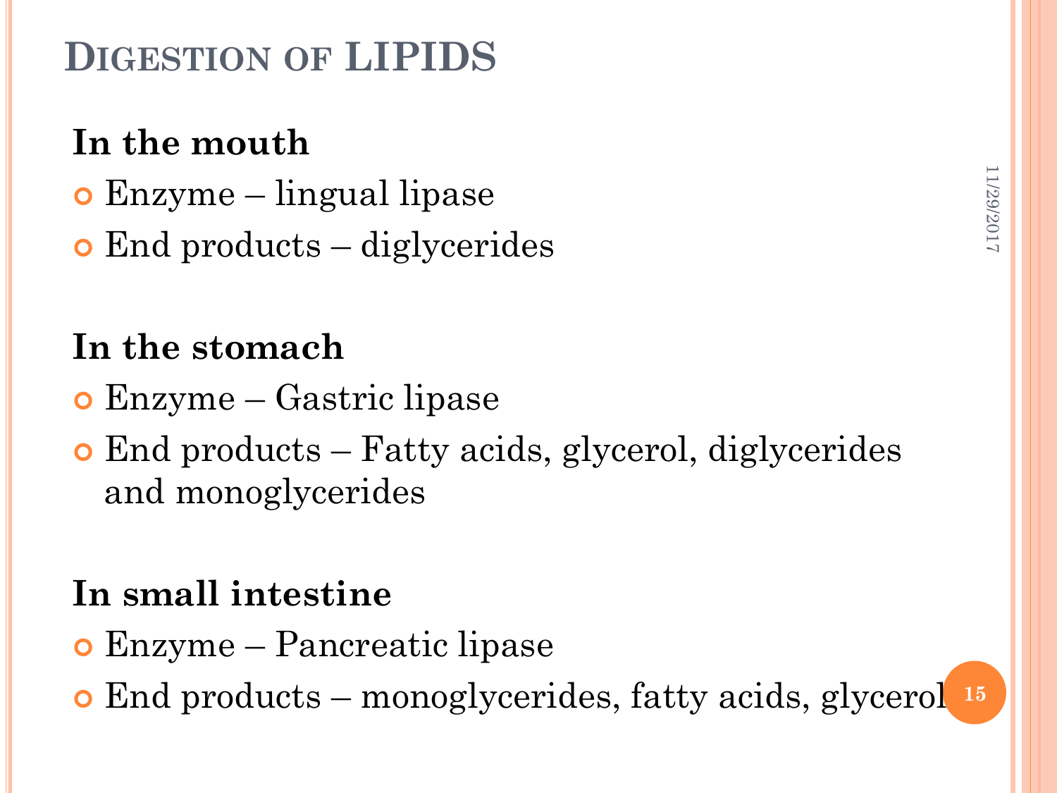# DIGESTION OF LIPIDS

**In the mouth**

- Enzyme – lingual lipase
- End products – diglycerides

**In the stomach**

- Enzyme – Gastric lipase
- End products – Fatty acids, glycerol, diglycerides and monoglycerides

**In small intestine**

- Enzyme – Pancreatic lipase
- End products – monoglycerides, fatty acids, glycerol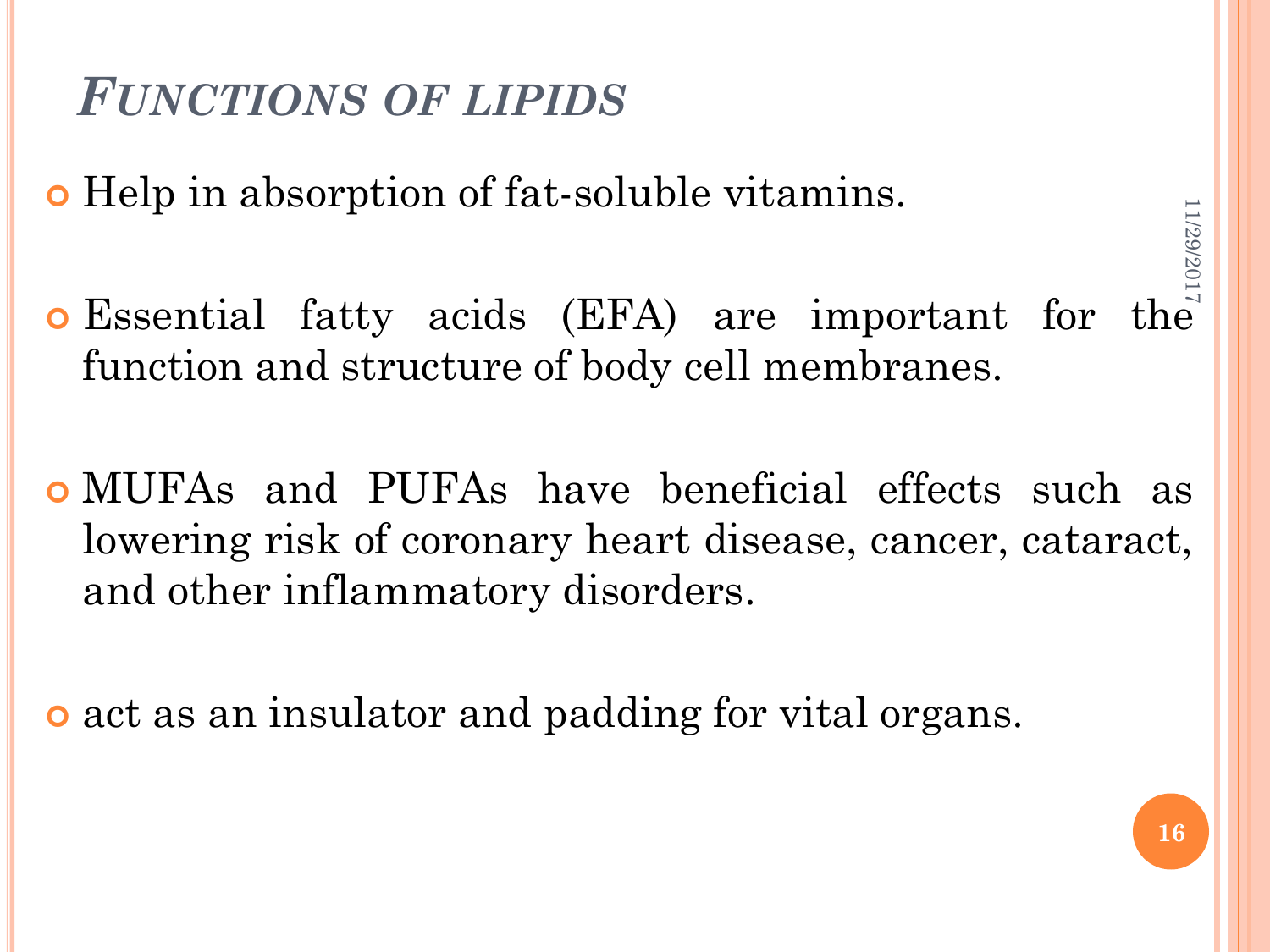## *Functions of lipids*

- Help in absorption of fat-soluble vitamins.
- Essential fatty acids (EFA) are important for the function and structure of body cell membranes.
- MUFAs and PUFAs have beneficial effects such as lowering risk of coronary heart disease, cancer, cataract, and other inflammatory disorders.
- act as an insulator and padding for vital organs.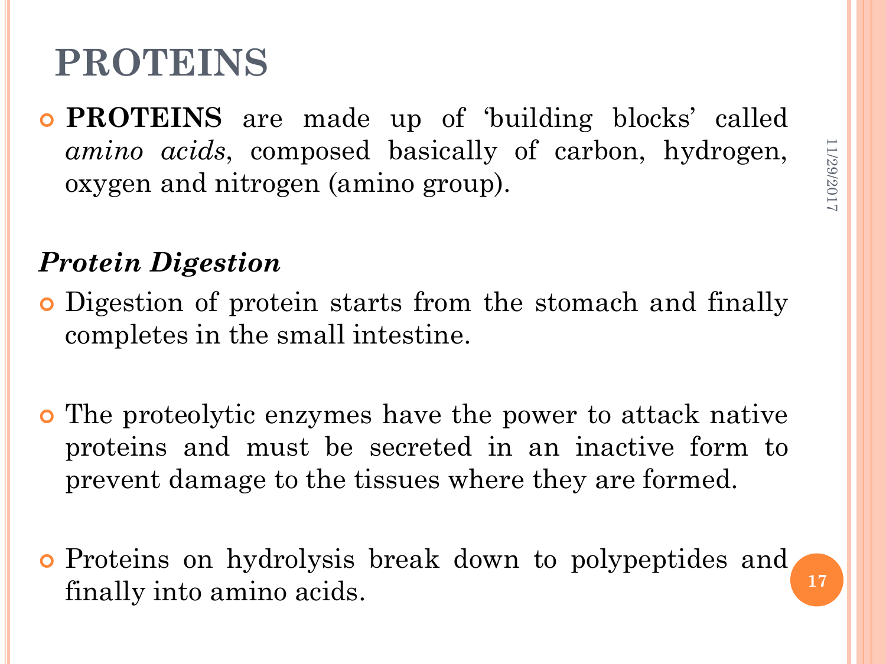# PROTEINS

- **PROTEINS** are made up of ‘building blocks’ called *amino acids*, composed basically of carbon, hydrogen, oxygen and nitrogen (amino group).

## *Protein Digestion*

- Digestion of protein starts from the stomach and finally completes in the small intestine.
- The proteolytic enzymes have the power to attack native proteins and must be secreted in an inactive form to prevent damage to the tissues where they are formed.
- Proteins on hydrolysis break down to polypeptides and finally into amino acids.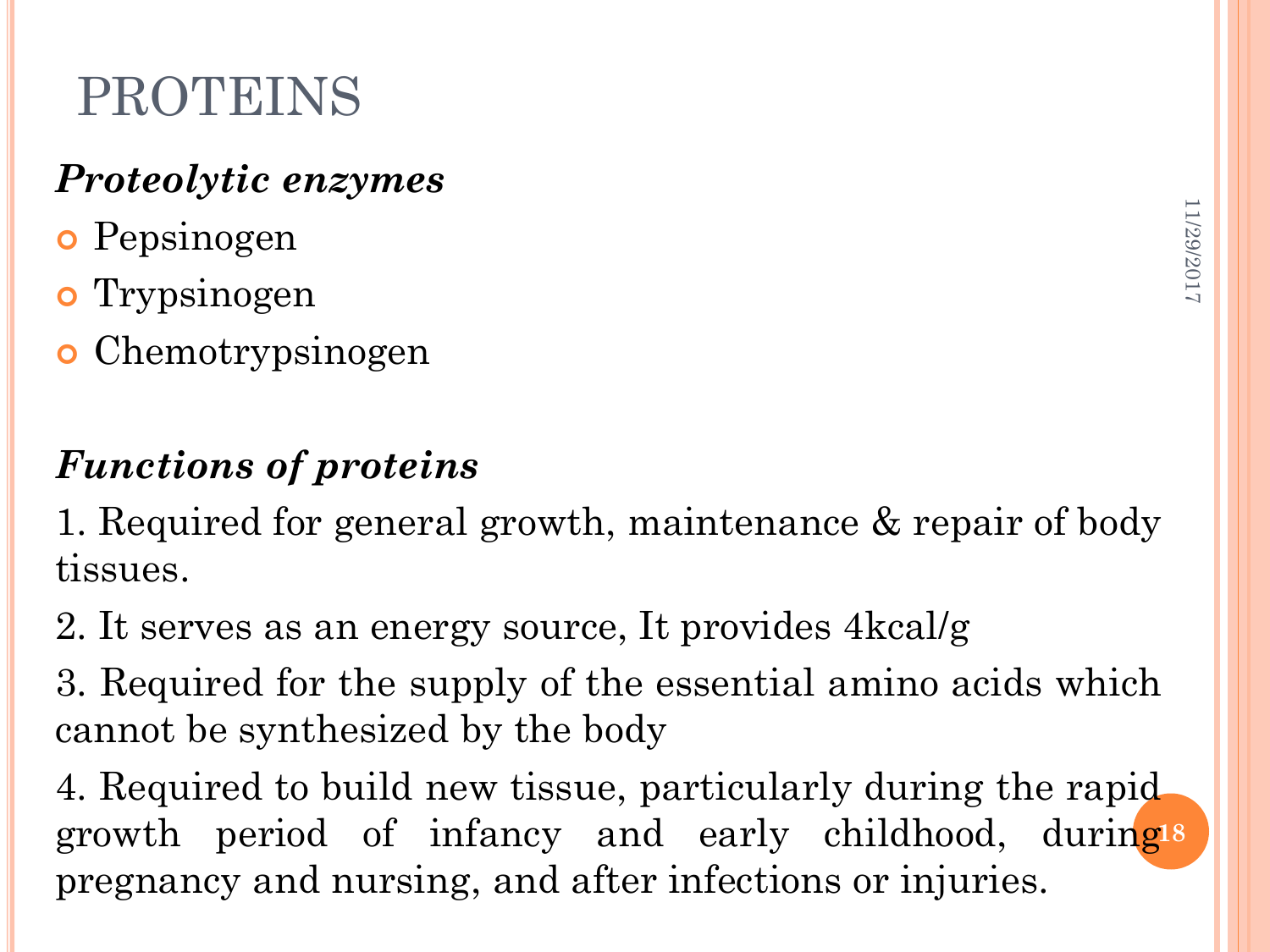# PROTEINS

***Proteolytic enzymes***

- Pepsinogen
- Trypsinogen
- Chemotrypsinogen

***Functions of proteins***

1. Required for general growth, maintenance & repair of body tissues.

2. It serves as an energy source, It provides 4kcal/g

3. Required for the supply of the essential amino acids which cannot be synthesized by the body

4. Required to build new tissue, particularly during the rapid growth period of infancy and early childhood, during pregnancy and nursing, and after infections or injuries.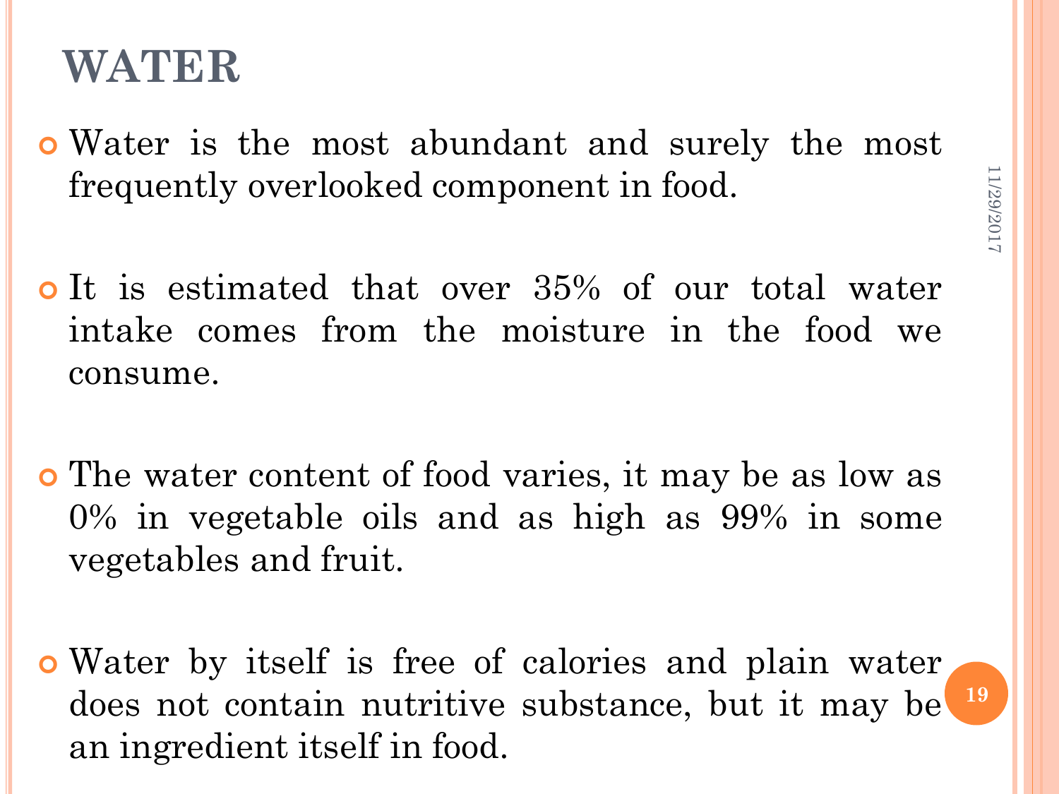# WATER

- Water is the most abundant and surely the most frequently overlooked component in food.

- It is estimated that over 35% of our total water intake comes from the moisture in the food we consume.

- The water content of food varies, it may be as low as 0% in vegetable oils and as high as 99% in some vegetables and fruit.

- Water by itself is free of calories and plain water does not contain nutritive substance, but it may be an ingredient itself in food.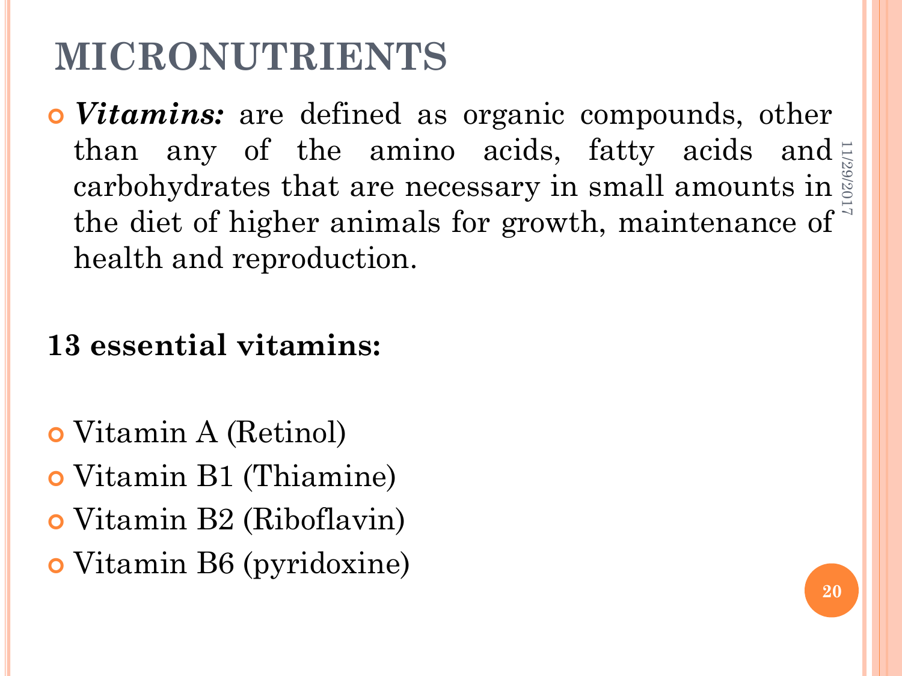# MICRONUTRIENTS

- ***Vitamins:*** are defined as organic compounds, other than any of the amino acids, fatty acids and carbohydrates that are necessary in small amounts in the diet of higher animals for growth, maintenance of health and reproduction.

**13 essential vitamins:**

- Vitamin A (Retinol)
- Vitamin B1 (Thiamine)
- Vitamin B2 (Riboflavin)
- Vitamin B6 (pyridoxine)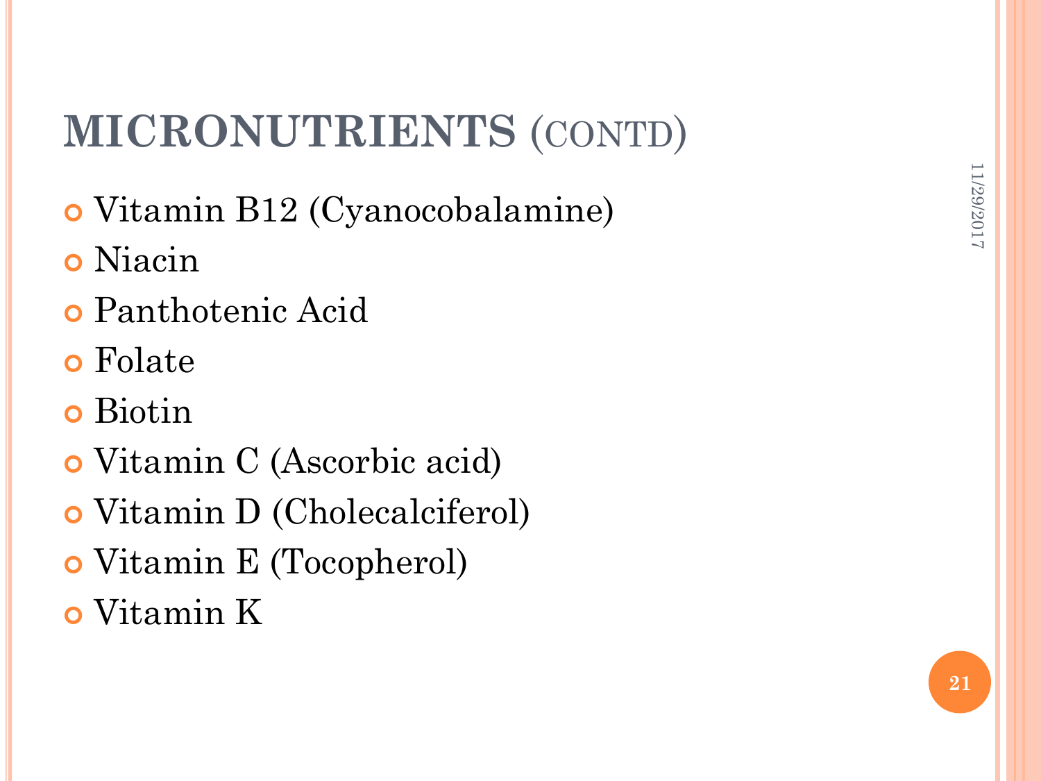# MICRONUTRIENTS (CONTD)

- Vitamin B12 (Cyanocobalamine)
- Niacin
- Panthotenic Acid
- Folate
- Biotin
- Vitamin C (Ascorbic acid)
- Vitamin D (Cholecalciferol)
- Vitamin E (Tocopherol)
- Vitamin K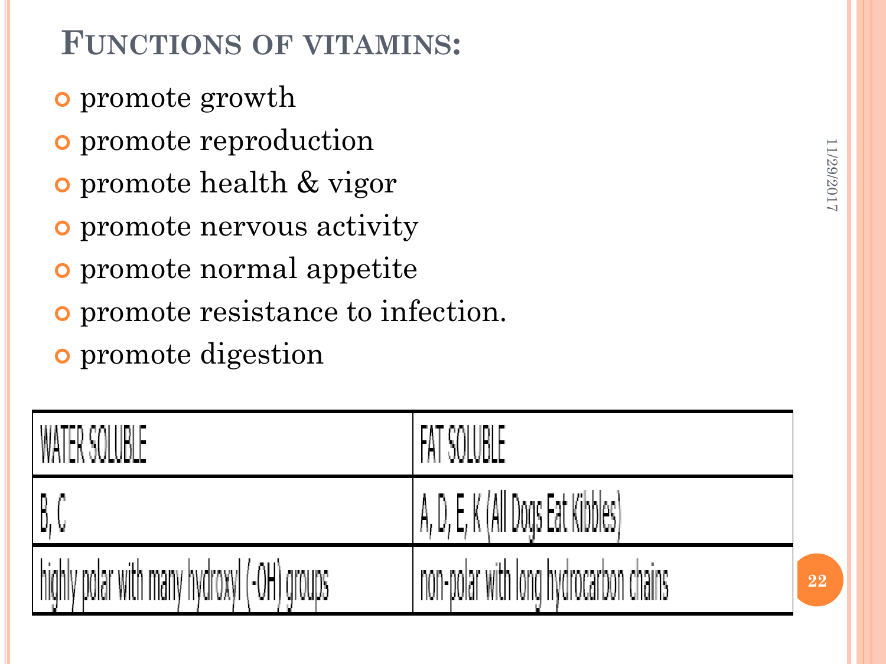## Functions of vitamins:

- promote growth
- promote reproduction
- promote health & vigor
- promote nervous activity
- promote normal appetite
- promote resistance to infection.
- promote digestion

| WATER SOLUBLE | FAT SOLUBLE |
|---|---|
| B, C | A, D, E, K (All Dogs Eat Kibbles) |
| highly polar with many hydroxyl (-OH) groups | non-polar with long hydrocarbon chains |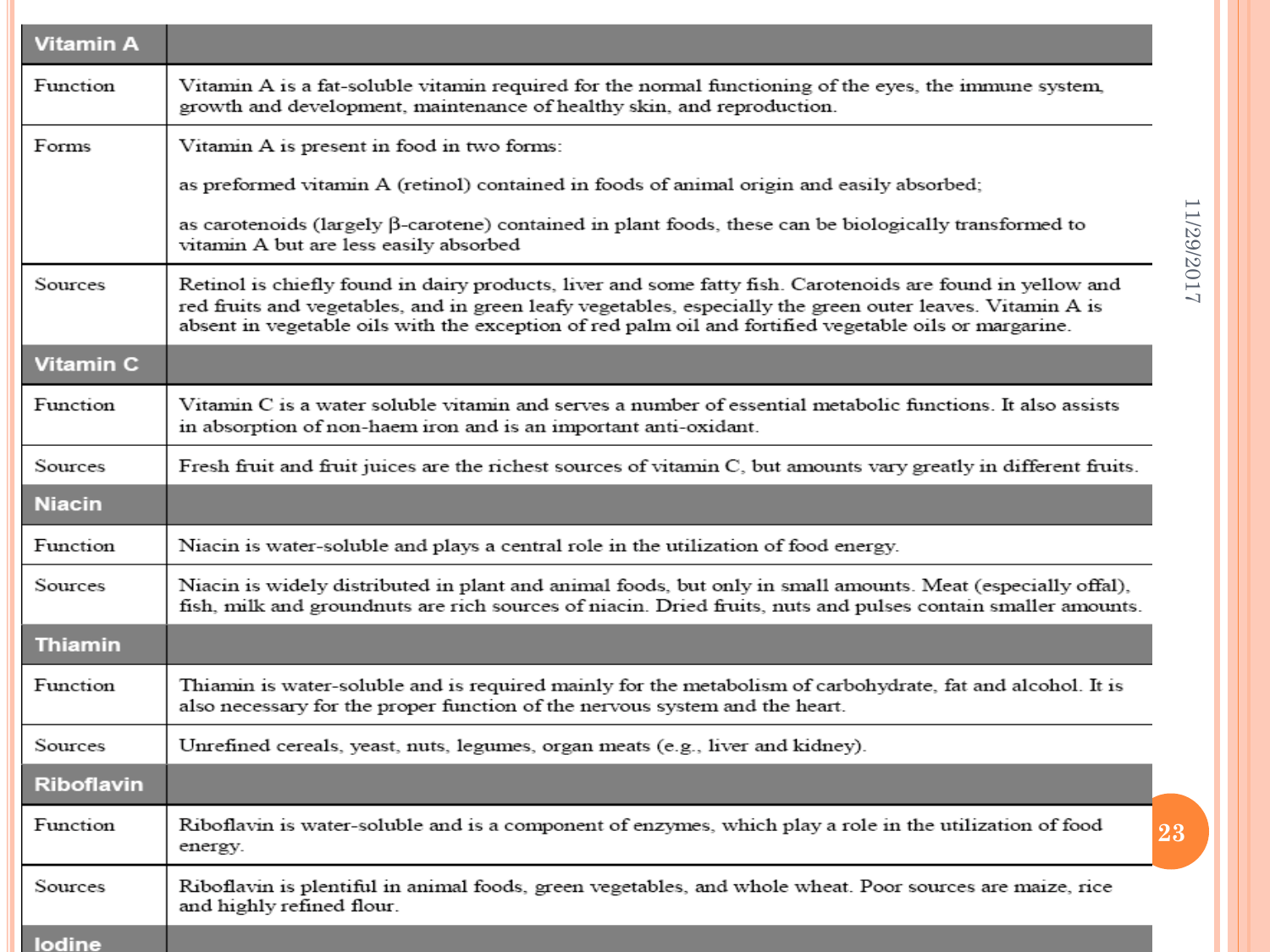| Vitamin A | |
|---|---|
| Function | Vitamin A is a fat-soluble vitamin required for the normal functioning of the eyes, the immune system, growth and development, maintenance of healthy skin, and reproduction. |
| Forms | Vitamin A is present in food in two forms:<br><br>as preformed vitamin A (retinol) contained in foods of animal origin and easily absorbed;<br><br>as carotenoids (largely β-carotene) contained in plant foods, these can be biologically transformed to vitamin A but are less easily absorbed |
| Sources | Retinol is chiefly found in dairy products, liver and some fatty fish. Carotenoids are found in yellow and red fruits and vegetables, and in green leafy vegetables, especially the green outer leaves. Vitamin A is absent in vegetable oils with the exception of red palm oil and fortified vegetable oils or margarine. |
| **Vitamin C** | |
| Function | Vitamin C is a water soluble vitamin and serves a number of essential metabolic functions. It also assists in absorption of non-haem iron and is an important anti-oxidant. |
| Sources | Fresh fruit and fruit juices are the richest sources of vitamin C, but amounts vary greatly in different fruits. |
| **Niacin** | |
| Function | Niacin is water-soluble and plays a central role in the utilization of food energy. |
| Sources | Niacin is widely distributed in plant and animal foods, but only in small amounts. Meat (especially offal), fish, milk and groundnuts are rich sources of niacin. Dried fruits, nuts and pulses contain smaller amounts. |
| **Thiamin** | |
| Function | Thiamin is water-soluble and is required mainly for the metabolism of carbohydrate, fat and alcohol. It is also necessary for the proper function of the nervous system and the heart. |
| Sources | Unrefined cereals, yeast, nuts, legumes, organ meats (e.g., liver and kidney). |
| **Riboflavin** | |
| Function | Riboflavin is water-soluble and is a component of enzymes, which play a role in the utilization of food energy. |
| Sources | Riboflavin is plentiful in animal foods, green vegetables, and whole wheat. Poor sources are maize, rice and highly refined flour. |
| **Iodine** | |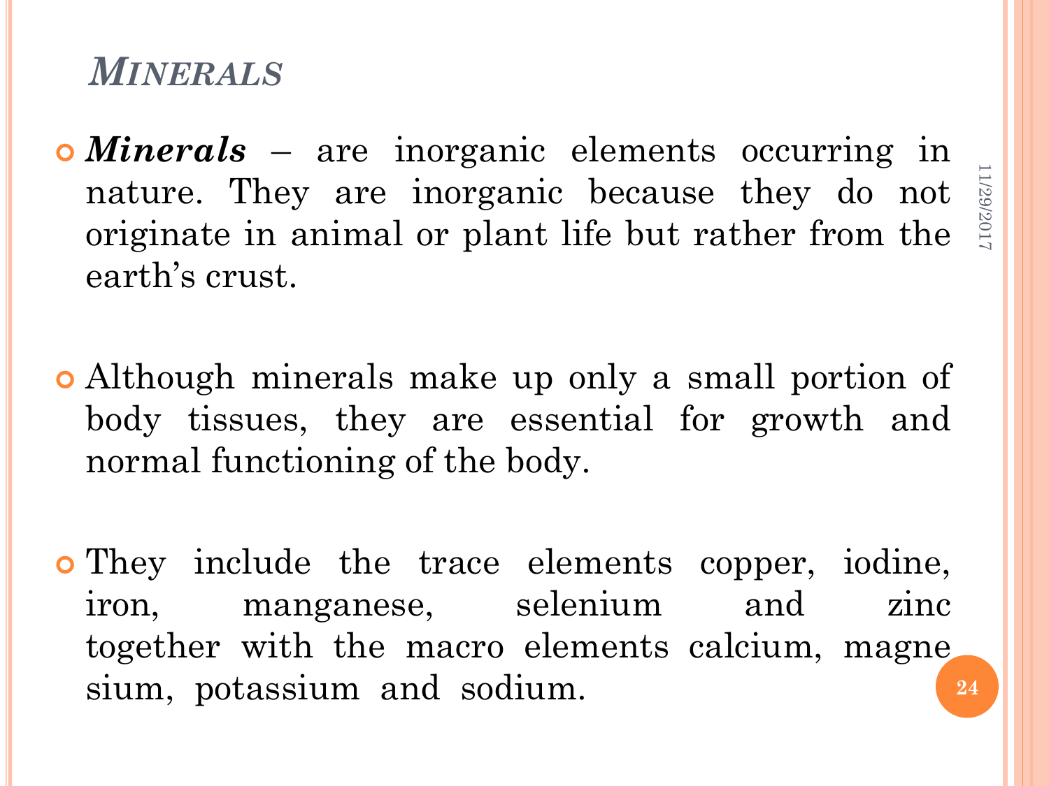## MINERALS

- ***Minerals*** – are inorganic elements occurring in nature. They are inorganic because they do not originate in animal or plant life but rather from the earth's crust.

- Although minerals make up only a small portion of body tissues, they are essential for growth and normal functioning of the body.

- They include the trace elements copper, iodine, iron, manganese, selenium and zinc together with the macro elements calcium, magne sium, potassium and sodium.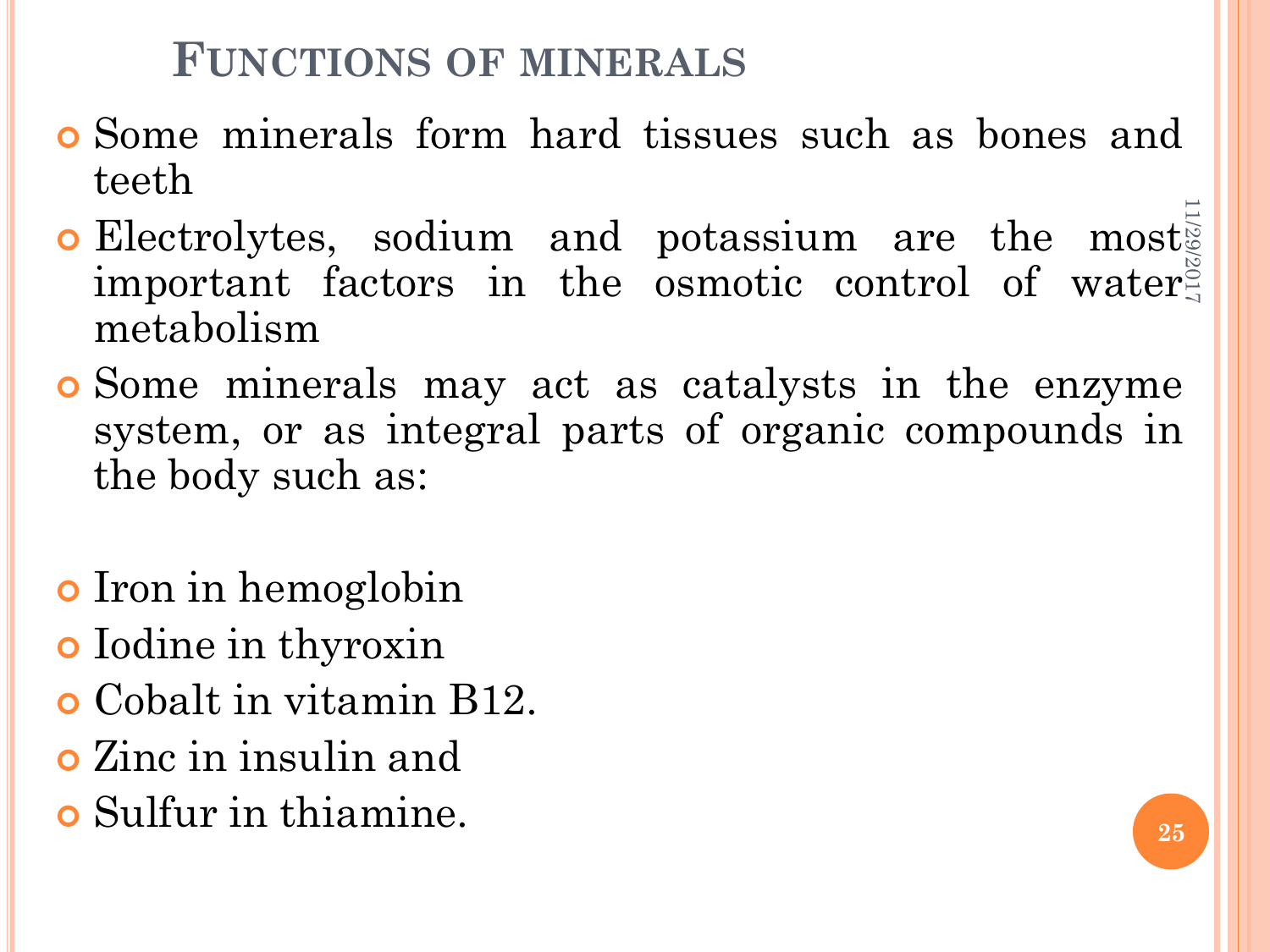# Functions of minerals

- Some minerals form hard tissues such as bones and teeth
- Electrolytes, sodium and potassium are the most important factors in the osmotic control of water metabolism
- Some minerals may act as catalysts in the enzyme system, or as integral parts of organic compounds in the body such as:

- Iron in hemoglobin
- Iodine in thyroxin
- Cobalt in vitamin B12.
- Zinc in insulin and
- Sulfur in thiamine.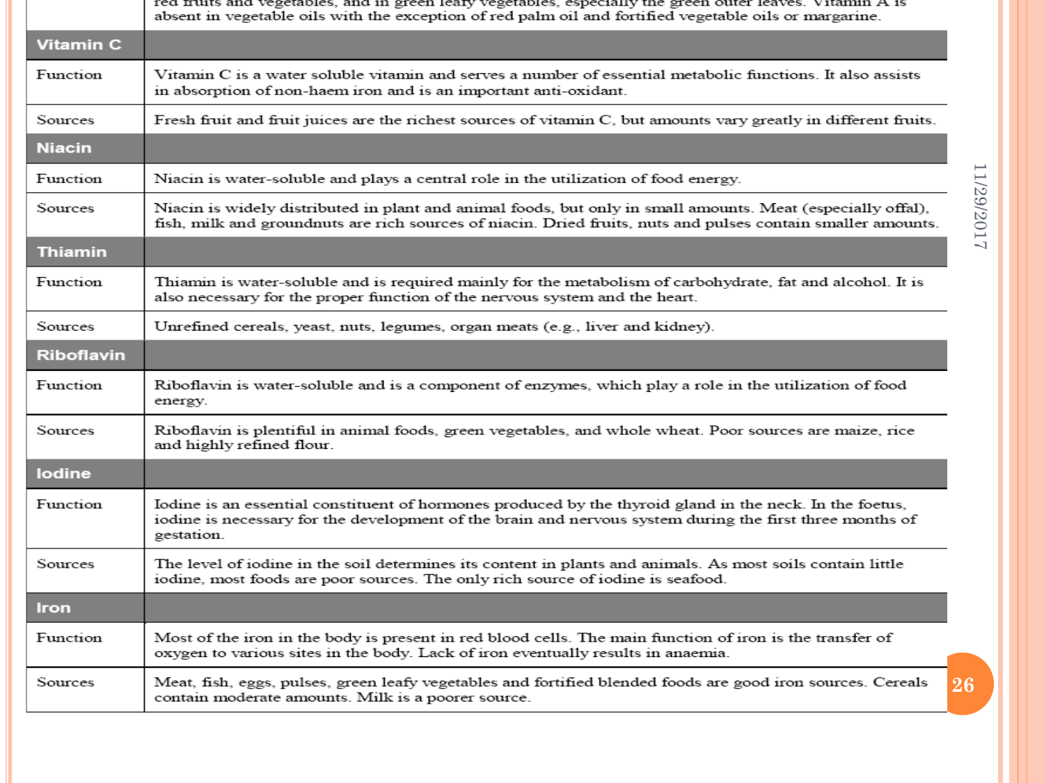| | |
|---|---|
| | red fruits and vegetables, and in green leafy vegetables, especially the green outer leaves. Vitamin A is absent in vegetable oils with the exception of red palm oil and fortified vegetable oils or margarine. |
| **Vitamin C** | |
| Function | Vitamin C is a water soluble vitamin and serves a number of essential metabolic functions. It also assists in absorption of non-haem iron and is an important anti-oxidant. |
| Sources | Fresh fruit and fruit juices are the richest sources of vitamin C, but amounts vary greatly in different fruits. |
| **Niacin** | |
| Function | Niacin is water-soluble and plays a central role in the utilization of food energy. |
| Sources | Niacin is widely distributed in plant and animal foods, but only in small amounts. Meat (especially offal), fish, milk and groundnuts are rich sources of niacin. Dried fruits, nuts and pulses contain smaller amounts. |
| **Thiamin** | |
| Function | Thiamin is water-soluble and is required mainly for the metabolism of carbohydrate, fat and alcohol. It is also necessary for the proper function of the nervous system and the heart. |
| Sources | Unrefined cereals, yeast, nuts, legumes, organ meats (e.g., liver and kidney). |
| **Riboflavin** | |
| Function | Riboflavin is water-soluble and is a component of enzymes, which play a role in the utilization of food energy. |
| Sources | Riboflavin is plentiful in animal foods, green vegetables, and whole wheat. Poor sources are maize, rice and highly refined flour. |
| **Iodine** | |
| Function | Iodine is an essential constituent of hormones produced by the thyroid gland in the neck. In the foetus, iodine is necessary for the development of the brain and nervous system during the first three months of gestation. |
| Sources | The level of iodine in the soil determines its content in plants and animals. As most soils contain little iodine, most foods are poor sources. The only rich source of iodine is seafood. |
| **Iron** | |
| Function | Most of the iron in the body is present in red blood cells. The main function of iron is the transfer of oxygen to various sites in the body. Lack of iron eventually results in anaemia. |
| Sources | Meat, fish, eggs, pulses, green leafy vegetables and fortified blended foods are good iron sources. Cereals contain moderate amounts. Milk is a poorer source. |